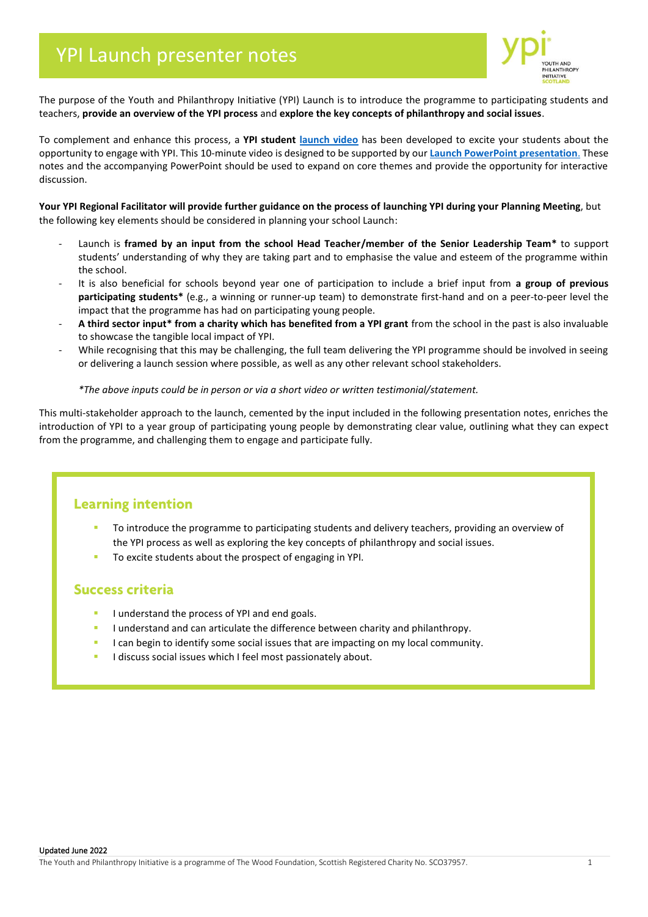# YPI Launch presenter notes

The purpose of the Youth and Philanthropy Initiative (YPI) Launch is to introduce the programme to participating students and teachers, **provide an overview of the YPI process** and **explore the key concepts of philanthropy and social issues**.

To complement and enhance this process, a **YPI student launch video** has been developed to excite your students about the opportunity to engage with YPI. This 10-minute video is designed to be supported by our **Launch PowerPoint presentation**. These notes and the accompanying PowerPoint should be used to expand on core themes and provide the opportunity for interactive discussion.

**Your YPI Regional Facilitator will provide further guidance on the process of launching YPI during your Planning Meeting**, but the following key elements should be considered in planning your school Launch:

- Launch is **framed by an input from the school Head Teacher/member of the Senior Leadership Team*** to support students' understanding of why they are taking part and to emphasise the value and esteem of the programme within the school.
- It is also beneficial for schools beyond year one of participation to include a brief input from **a group of previous participating students*** (e.g., a winning or runner-up team) to demonstrate first-hand and on a peer-to-peer level the impact that the programme has had on participating young people.
- **A third sector input* from a charity which has benefited from a YPI grant** from the school in the past is also invaluable to showcase the tangible local impact of YPI.
- While recognising that this may be challenging, the full team delivering the YPI programme should be involved in seeing or delivering a launch session where possible, as well as any other relevant school stakeholders.

*\*The above inputs could be in person or via a short video or written testimonial/statement.*

This multi-stakeholder approach to the launch, cemented by the input included in the following presentation notes, enriches the introduction of YPI to a year group of participating young people by demonstrating clear value, outlining what they can expect from the programme, and challenging them to engage and participate fully.

## Learning intention

- To introduce the programme to participating students and delivery teachers, providing an overview of the YPI process as well as exploring the key concepts of philanthropy and social issues.
- To excite students about the prospect of engaging in YPI.

## Success criteria

- I understand the process of YPI and end goals.
- I understand and can articulate the difference between charity and philanthropy.
- I can begin to identify some social issues that are impacting on my local community.
- I discuss social issues which I feel most passionately about.

Updated June 2022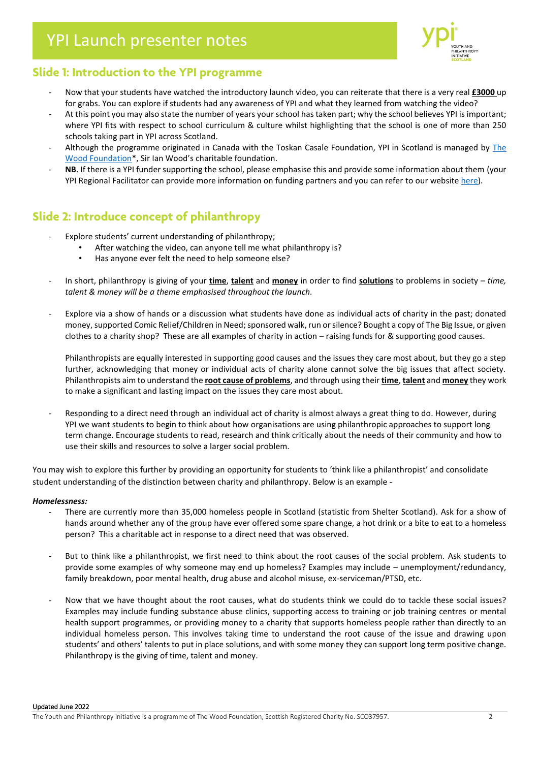# YPI Launch presenter notes

## Slide 1: Introduction to the YPI programme

- Now that your students have watched the introductory launch video, you can reiterate that there is a very real **£3000** up for grabs. You can explore if students had any awareness of YPI and what they learned from watching the video?
- At this point you may also state the number of years your school has taken part; why the school believes YPI is important; where YPI fits with respect to school curriculum & culture whilst highlighting that the school is one of more than 250 schools taking part in YPI across Scotland.
- Although the programme originated in Canada with the Toskan Casale Foundation, YPI in Scotland is managed by The Wood Foundation*, Sir Ian Wood's charitable foundation.
- **NB**. If there is a YPI funder supporting the school, please emphasise this and provide some information about them (your YPI Regional Facilitator can provide more information on funding partners and you can refer to our website here).

## Slide 2: Introduce concept of philanthropy

- Explore students' current understanding of philanthropy;
  - After watching the video, can anyone tell me what philanthropy is?
  - Has anyone ever felt the need to help someone else?
- In short, philanthropy is giving of your **time**, **talent** and **money** in order to find **solutions** to problems in society – *time, talent & money will be a theme emphasised throughout the launch.*
- Explore via a show of hands or a discussion what students have done as individual acts of charity in the past; donated money, supported Comic Relief/Children in Need; sponsored walk, run or silence? Bought a copy of The Big Issue, or given clothes to a charity shop? These are all examples of charity in action – raising funds for & supporting good causes.

  Philanthropists are equally interested in supporting good causes and the issues they care most about, but they go a step further, acknowledging that money or individual acts of charity alone cannot solve the big issues that affect society. Philanthropists aim to understand the **root cause of problems**, and through using their **time**, **talent** and **money** they work to make a significant and lasting impact on the issues they care most about.

- Responding to a direct need through an individual act of charity is almost always a great thing to do. However, during YPI we want students to begin to think about how organisations are using philanthropic approaches to support long term change. Encourage students to read, research and think critically about the needs of their community and how to use their skills and resources to solve a larger social problem.

You may wish to explore this further by providing an opportunity for students to 'think like a philanthropist' and consolidate student understanding of the distinction between charity and philanthropy. Below is an example -

***Homelessness:***

- There are currently more than 35,000 homeless people in Scotland (statistic from Shelter Scotland). Ask for a show of hands around whether any of the group have ever offered some spare change, a hot drink or a bite to eat to a homeless person? This a charitable act in response to a direct need that was observed.
- But to think like a philanthropist, we first need to think about the root causes of the social problem. Ask students to provide some examples of why someone may end up homeless? Examples may include – unemployment/redundancy, family breakdown, poor mental health, drug abuse and alcohol misuse, ex-serviceman/PTSD, etc.
- Now that we have thought about the root causes, what do students think we could do to tackle these social issues? Examples may include funding substance abuse clinics, supporting access to training or job training centres or mental health support programmes, or providing money to a charity that supports homeless people rather than directly to an individual homeless person. This involves taking time to understand the root cause of the issue and drawing upon students' and others' talents to put in place solutions, and with some money they can support long term positive change. Philanthropy is the giving of time, talent and money.

Updated June 2022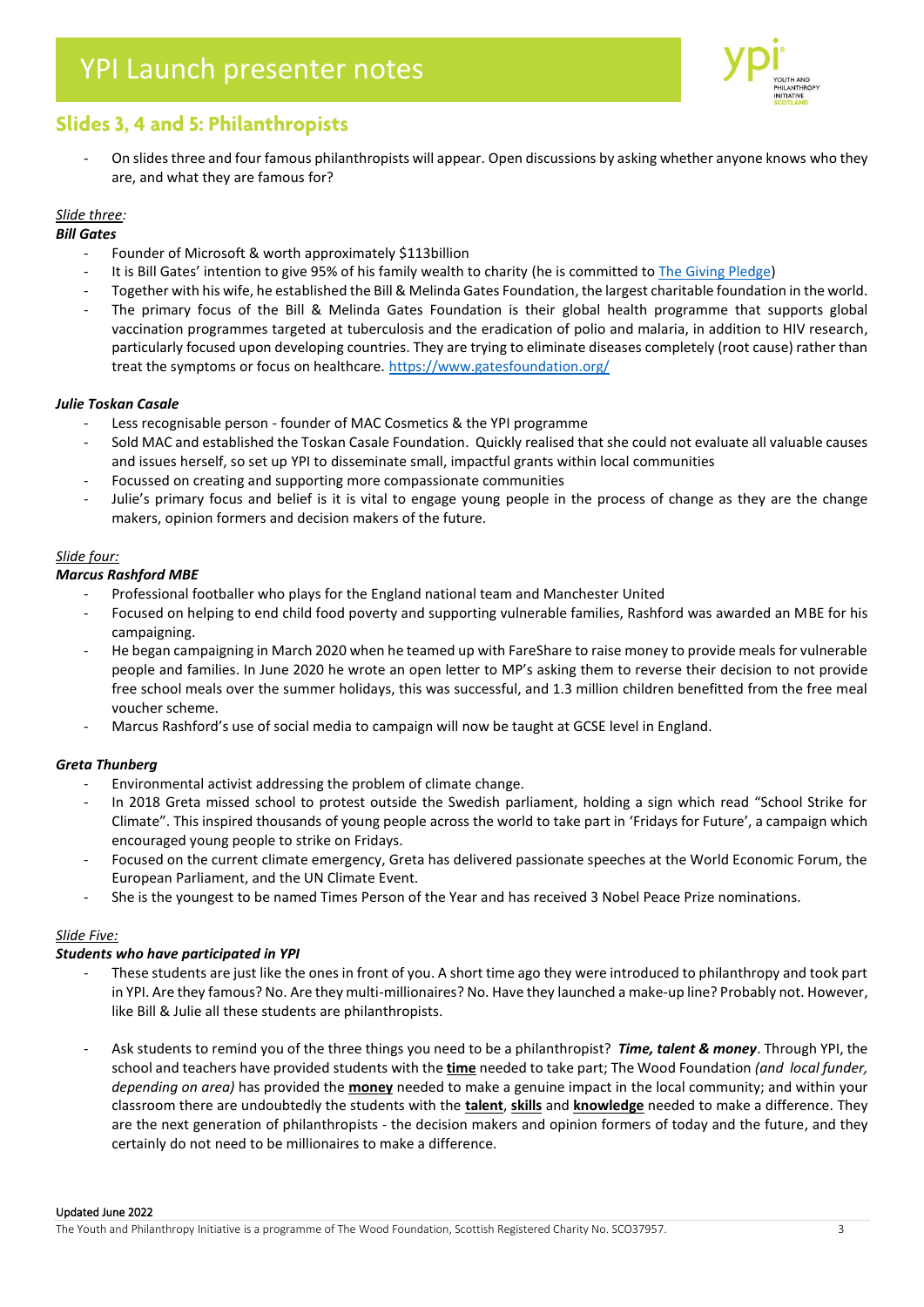## Slides 3, 4 and 5: Philanthropists

- On slides three and four famous philanthropists will appear. Open discussions by asking whether anyone knows who they are, and what they are famous for?

*Slide three:*

***Bill Gates***

- Founder of Microsoft & worth approximately $113billion
- It is Bill Gates' intention to give 95% of his family wealth to charity (he is committed to [The Giving Pledge](The Giving Pledge))
- Together with his wife, he established the Bill & Melinda Gates Foundation, the largest charitable foundation in the world.
- The primary focus of the Bill & Melinda Gates Foundation is their global health programme that supports global vaccination programmes targeted at tuberculosis and the eradication of polio and malaria, in addition to HIV research, particularly focused upon developing countries. They are trying to eliminate diseases completely (root cause) rather than treat the symptoms or focus on healthcare. https://www.gatesfoundation.org/

***Julie Toskan Casale***

- Less recognisable person - founder of MAC Cosmetics & the YPI programme
- Sold MAC and established the Toskan Casale Foundation. Quickly realised that she could not evaluate all valuable causes and issues herself, so set up YPI to disseminate small, impactful grants within local communities
- Focussed on creating and supporting more compassionate communities
- Julie's primary focus and belief is it is vital to engage young people in the process of change as they are the change makers, opinion formers and decision makers of the future.

*Slide four:*

***Marcus Rashford MBE***

- Professional footballer who plays for the England national team and Manchester United
- Focused on helping to end child food poverty and supporting vulnerable families, Rashford was awarded an MBE for his campaigning.
- He began campaigning in March 2020 when he teamed up with FareShare to raise money to provide meals for vulnerable people and families. In June 2020 he wrote an open letter to MP's asking them to reverse their decision to not provide free school meals over the summer holidays, this was successful, and 1.3 million children benefitted from the free meal voucher scheme.
- Marcus Rashford's use of social media to campaign will now be taught at GCSE level in England.

***Greta Thunberg***

- Environmental activist addressing the problem of climate change.
- In 2018 Greta missed school to protest outside the Swedish parliament, holding a sign which read "School Strike for Climate". This inspired thousands of young people across the world to take part in 'Fridays for Future', a campaign which encouraged young people to strike on Fridays.
- Focused on the current climate emergency, Greta has delivered passionate speeches at the World Economic Forum, the European Parliament, and the UN Climate Event.
- She is the youngest to be named Times Person of the Year and has received 3 Nobel Peace Prize nominations.

*Slide Five:*

***Students who have participated in YPI***

- These students are just like the ones in front of you. A short time ago they were introduced to philanthropy and took part in YPI. Are they famous? No. Are they multi-millionaires? No. Have they launched a make-up line? Probably not. However, like Bill & Julie all these students are philanthropists.

- Ask students to remind you of the three things you need to be a philanthropist? ***Time, talent & money***. Through YPI, the school and teachers have provided students with the **time** needed to take part; The Wood Foundation *(and local funder, depending on area)* has provided the **money** needed to make a genuine impact in the local community; and within your classroom there are undoubtedly the students with the **talent**, **skills** and **knowledge** needed to make a difference. They are the next generation of philanthropists - the decision makers and opinion formers of today and the future, and they certainly do not need to be millionaires to make a difference.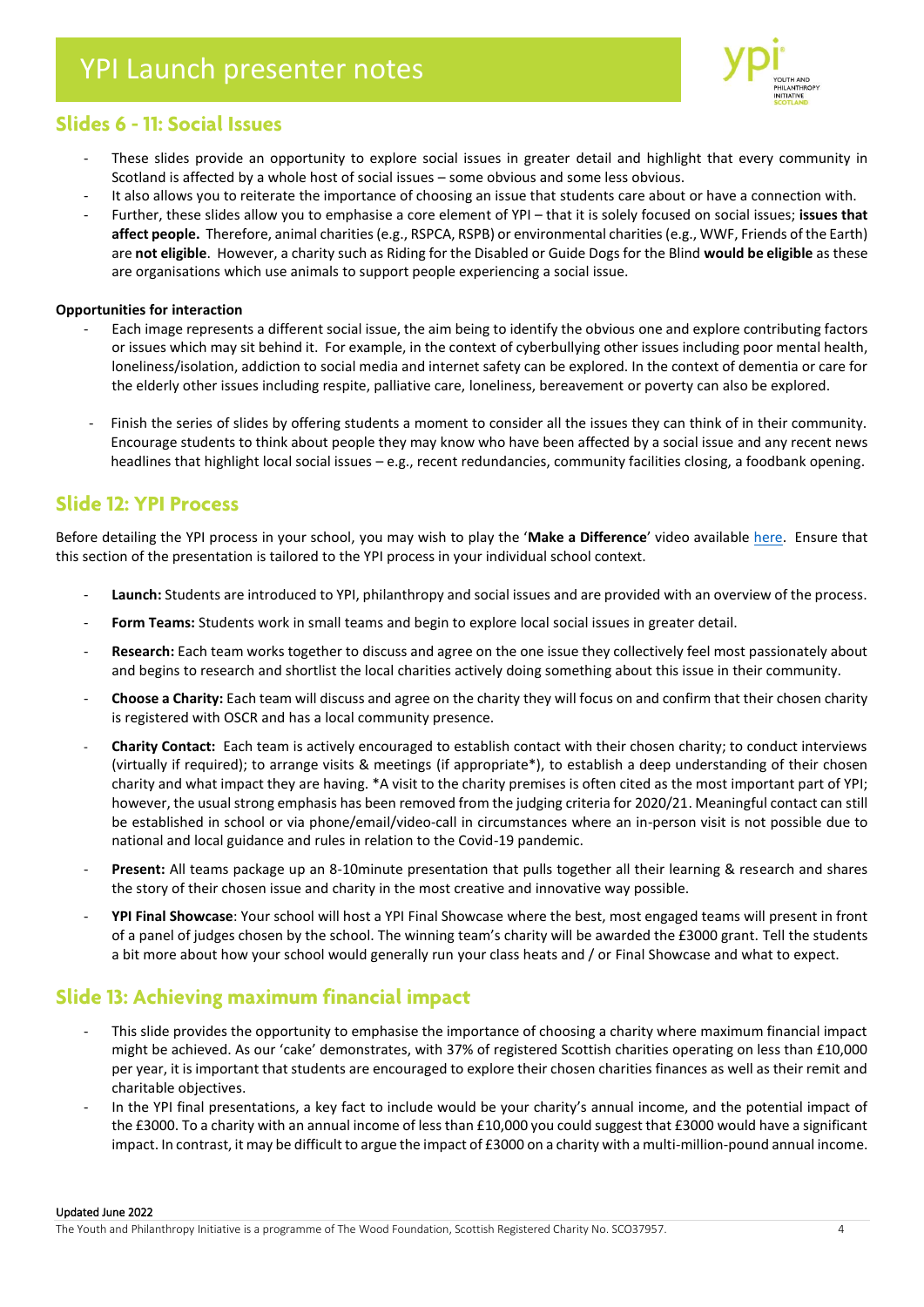## Slides 6 - 11: Social Issues

- These slides provide an opportunity to explore social issues in greater detail and highlight that every community in Scotland is affected by a whole host of social issues – some obvious and some less obvious.
- It also allows you to reiterate the importance of choosing an issue that students care about or have a connection with.
- Further, these slides allow you to emphasise a core element of YPI – that it is solely focused on social issues; **issues that affect people.** Therefore, animal charities (e.g., RSPCA, RSPB) or environmental charities (e.g., WWF, Friends of the Earth) are **not eligible**. However, a charity such as Riding for the Disabled or Guide Dogs for the Blind **would be eligible** as these are organisations which use animals to support people experiencing a social issue.

**Opportunities for interaction**

- Each image represents a different social issue, the aim being to identify the obvious one and explore contributing factors or issues which may sit behind it. For example, in the context of cyberbullying other issues including poor mental health, loneliness/isolation, addiction to social media and internet safety can be explored. In the context of dementia or care for the elderly other issues including respite, palliative care, loneliness, bereavement or poverty can also be explored.
- Finish the series of slides by offering students a moment to consider all the issues they can think of in their community. Encourage students to think about people they may know who have been affected by a social issue and any recent news headlines that highlight local social issues – e.g., recent redundancies, community facilities closing, a foodbank opening.

## Slide 12: YPI Process

Before detailing the YPI process in your school, you may wish to play the '**Make a Difference**' video available here. Ensure that this section of the presentation is tailored to the YPI process in your individual school context.

- **Launch:** Students are introduced to YPI, philanthropy and social issues and are provided with an overview of the process.
- **Form Teams:** Students work in small teams and begin to explore local social issues in greater detail.
- **Research:** Each team works together to discuss and agree on the one issue they collectively feel most passionately about and begins to research and shortlist the local charities actively doing something about this issue in their community.
- **Choose a Charity:** Each team will discuss and agree on the charity they will focus on and confirm that their chosen charity is registered with OSCR and has a local community presence.
- **Charity Contact:** Each team is actively encouraged to establish contact with their chosen charity; to conduct interviews (virtually if required); to arrange visits & meetings (if appropriate*), to establish a deep understanding of their chosen charity and what impact they are having. *A visit to the charity premises is often cited as the most important part of YPI; however, the usual strong emphasis has been removed from the judging criteria for 2020/21. Meaningful contact can still be established in school or via phone/email/video-call in circumstances where an in-person visit is not possible due to national and local guidance and rules in relation to the Covid-19 pandemic.
- **Present:** All teams package up an 8-10minute presentation that pulls together all their learning & research and shares the story of their chosen issue and charity in the most creative and innovative way possible.
- **YPI Final Showcase**: Your school will host a YPI Final Showcase where the best, most engaged teams will present in front of a panel of judges chosen by the school. The winning team's charity will be awarded the £3000 grant. Tell the students a bit more about how your school would generally run your class heats and / or Final Showcase and what to expect.

## Slide 13: Achieving maximum financial impact

- This slide provides the opportunity to emphasise the importance of choosing a charity where maximum financial impact might be achieved. As our 'cake' demonstrates, with 37% of registered Scottish charities operating on less than £10,000 per year, it is important that students are encouraged to explore their chosen charities finances as well as their remit and charitable objectives.
- In the YPI final presentations, a key fact to include would be your charity's annual income, and the potential impact of the £3000. To a charity with an annual income of less than £10,000 you could suggest that £3000 would have a significant impact. In contrast, it may be difficult to argue the impact of £3000 on a charity with a multi-million-pound annual income.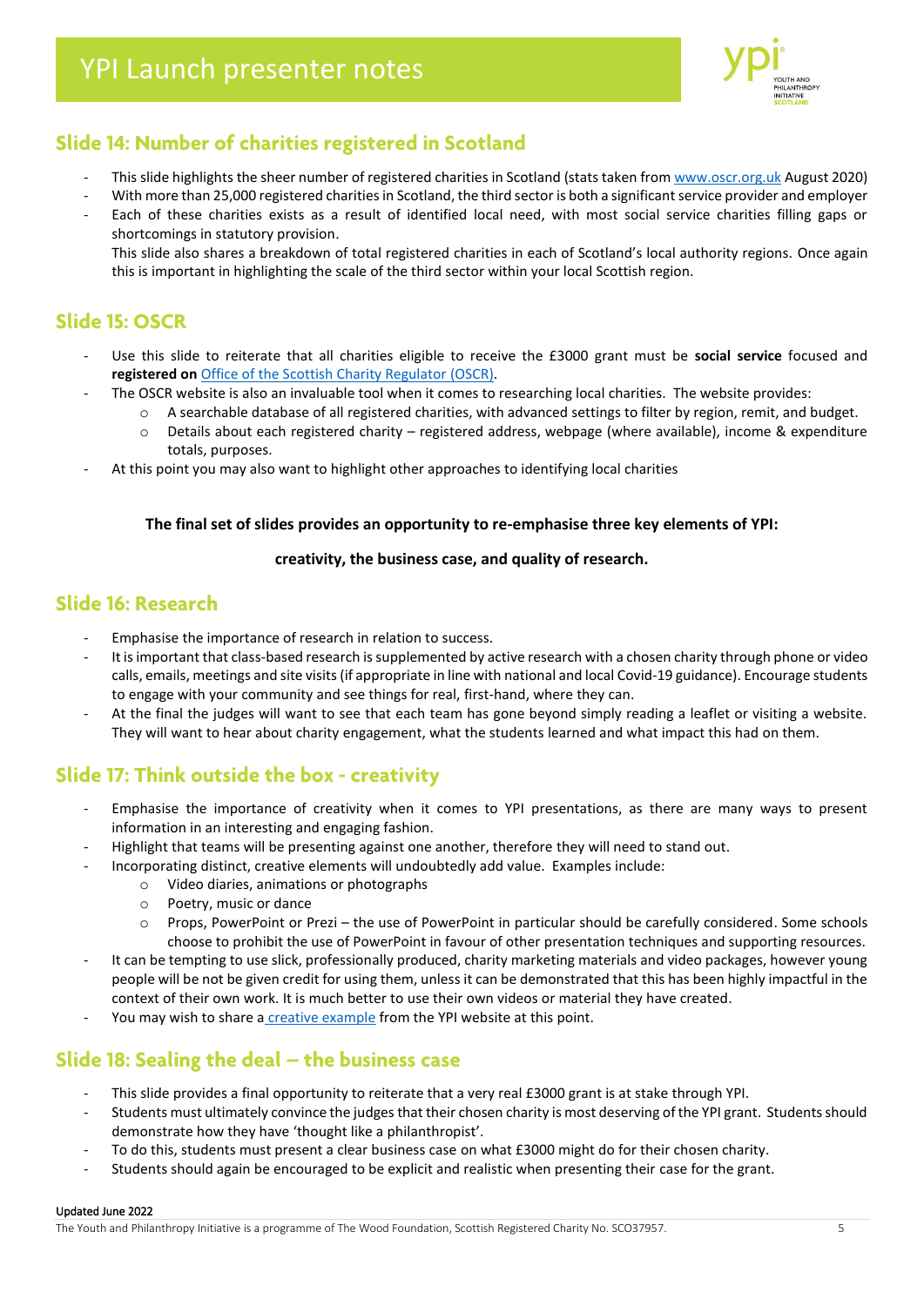## Slide 14: Number of charities registered in Scotland

- This slide highlights the sheer number of registered charities in Scotland (stats taken from [www.oscr.org.uk](http://www.oscr.org.uk) August 2020)
- With more than 25,000 registered charities in Scotland, the third sector is both a significant service provider and employer
- Each of these charities exists as a result of identified local need, with most social service charities filling gaps or shortcomings in statutory provision.

  This slide also shares a breakdown of total registered charities in each of Scotland's local authority regions. Once again this is important in highlighting the scale of the third sector within your local Scottish region.

## Slide 15: OSCR

- Use this slide to reiterate that all charities eligible to receive the £3000 grant must be **social service** focused and **registered on** Office of the Scottish Charity Regulator (OSCR).
- The OSCR website is also an invaluable tool when it comes to researching local charities. The website provides:
  - A searchable database of all registered charities, with advanced settings to filter by region, remit, and budget.
  - Details about each registered charity – registered address, webpage (where available), income & expenditure totals, purposes.
- At this point you may also want to highlight other approaches to identifying local charities

**The final set of slides provides an opportunity to re-emphasise three key elements of YPI:**

**creativity, the business case, and quality of research.**

## Slide 16: Research

- Emphasise the importance of research in relation to success.
- It is important that class-based research is supplemented by active research with a chosen charity through phone or video calls, emails, meetings and site visits (if appropriate in line with national and local Covid-19 guidance). Encourage students to engage with your community and see things for real, first-hand, where they can.
- At the final the judges will want to see that each team has gone beyond simply reading a leaflet or visiting a website. They will want to hear about charity engagement, what the students learned and what impact this had on them.

## Slide 17: Think outside the box - creativity

- Emphasise the importance of creativity when it comes to YPI presentations, as there are many ways to present information in an interesting and engaging fashion.
- Highlight that teams will be presenting against one another, therefore they will need to stand out.
- Incorporating distinct, creative elements will undoubtedly add value. Examples include:
  - Video diaries, animations or photographs
  - Poetry, music or dance
  - Props, PowerPoint or Prezi – the use of PowerPoint in particular should be carefully considered. Some schools choose to prohibit the use of PowerPoint in favour of other presentation techniques and supporting resources.
- It can be tempting to use slick, professionally produced, charity marketing materials and video packages, however young people will be not be given credit for using them, unless it can be demonstrated that this has been highly impactful in the context of their own work. It is much better to use their own videos or material they have created.
- You may wish to share a creative example from the YPI website at this point.

## Slide 18: Sealing the deal – the business case

- This slide provides a final opportunity to reiterate that a very real £3000 grant is at stake through YPI.
- Students must ultimately convince the judges that their chosen charity is most deserving of the YPI grant. Students should demonstrate how they have 'thought like a philanthropist'.
- To do this, students must present a clear business case on what £3000 might do for their chosen charity.
- Students should again be encouraged to be explicit and realistic when presenting their case for the grant.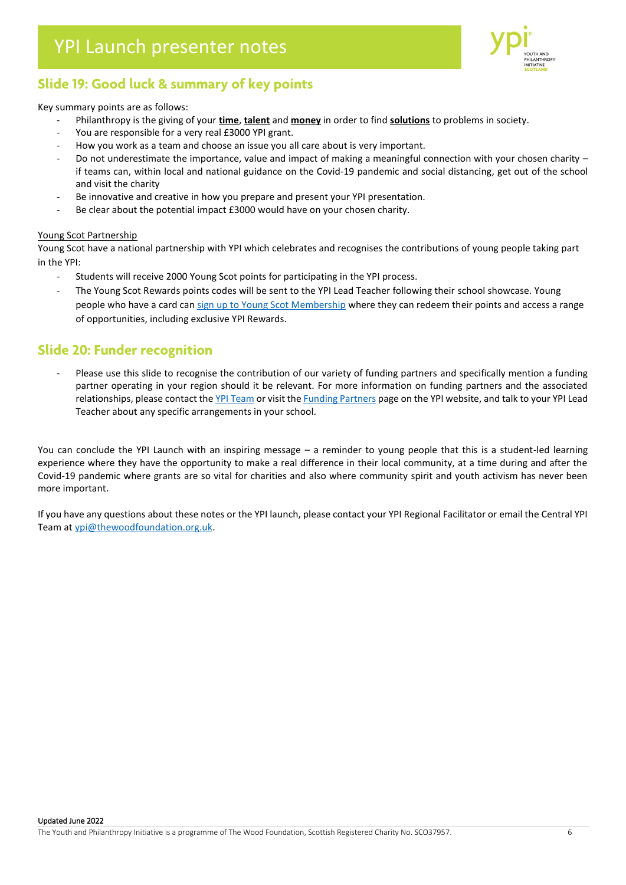## Slide 19: Good luck & summary of key points

Key summary points are as follows:

- Philanthropy is the giving of your **time**, **talent** and **money** in order to find **solutions** to problems in society.
- You are responsible for a very real £3000 YPI grant.
- How you work as a team and choose an issue you all care about is very important.
- Do not underestimate the importance, value and impact of making a meaningful connection with your chosen charity – if teams can, within local and national guidance on the Covid-19 pandemic and social distancing, get out of the school and visit the charity
- Be innovative and creative in how you prepare and present your YPI presentation.
- Be clear about the potential impact £3000 would have on your chosen charity.

Young Scot Partnership

Young Scot have a national partnership with YPI which celebrates and recognises the contributions of young people taking part in the YPI:

- Students will receive 2000 Young Scot points for participating in the YPI process.
- The Young Scot Rewards points codes will be sent to the YPI Lead Teacher following their school showcase. Young people who have a card can sign up to Young Scot Membership where they can redeem their points and access a range of opportunities, including exclusive YPI Rewards.

## Slide 20: Funder recognition

- Please use this slide to recognise the contribution of our variety of funding partners and specifically mention a funding partner operating in your region should it be relevant. For more information on funding partners and the associated relationships, please contact the YPI Team or visit the Funding Partners page on the YPI website, and talk to your YPI Lead Teacher about any specific arrangements in your school.

You can conclude the YPI Launch with an inspiring message – a reminder to young people that this is a student-led learning experience where they have the opportunity to make a real difference in their local community, at a time during and after the Covid-19 pandemic where grants are so vital for charities and also where community spirit and youth activism has never been more important.

If you have any questions about these notes or the YPI launch, please contact your YPI Regional Facilitator or email the Central YPI Team at ypi@thewoodfoundation.org.uk.